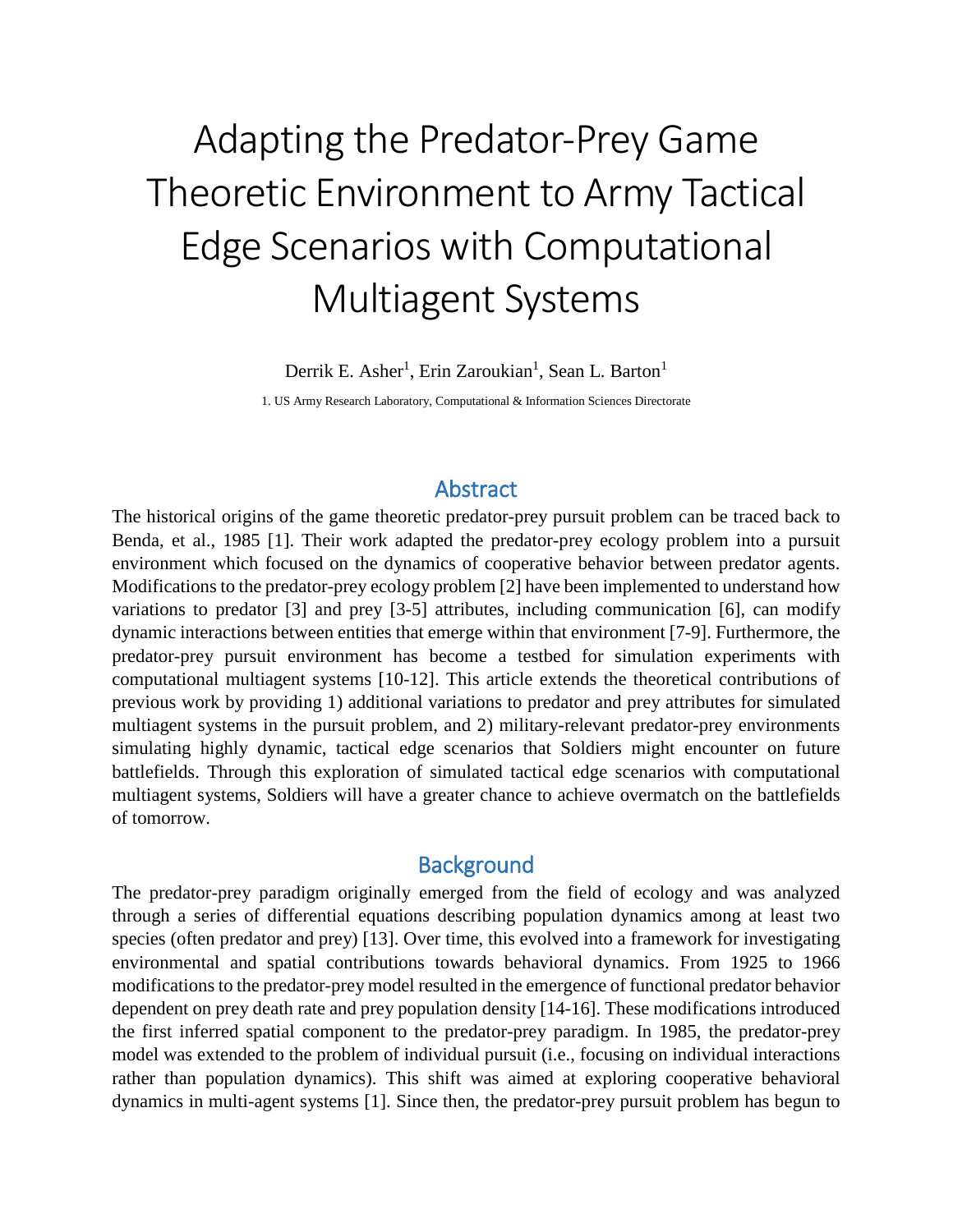# Adapting the Predator-Prey Game Theoretic Environment to Army Tactical Edge Scenarios with Computational Multiagent Systems

Derrik E. Asher[1], Erin Zaroukian[1], Sean L. Barton[1]

1. US Army Research Laboratory, Computational & Information Sciences Directorate

## Abstract

The historical origins of the game theoretic predator-prey pursuit problem can be traced back to Benda, et al., 1985 [1]. Their work adapted the predator-prey ecology problem into a pursuit environment which focused on the dynamics of cooperative behavior between predator agents. Modifications to the predator-prey ecology problem [2] have been implemented to understand how variations to predator [3] and prey [3-5] attributes, including communication [6], can modify dynamic interactions between entities that emerge within that environment [7-9]. Furthermore, the predator-prey pursuit environment has become a testbed for simulation experiments with computational multiagent systems [10-12]. This article extends the theoretical contributions of previous work by providing 1) additional variations to predator and prey attributes for simulated multiagent systems in the pursuit problem, and 2) military-relevant predator-prey environments simulating highly dynamic, tactical edge scenarios that Soldiers might encounter on future battlefields. Through this exploration of simulated tactical edge scenarios with computational multiagent systems, Soldiers will have a greater chance to achieve overmatch on the battlefields of tomorrow.

## Background

The predator-prey paradigm originally emerged from the field of ecology and was analyzed through a series of differential equations describing population dynamics among at least two species (often predator and prey) [13]. Over time, this evolved into a framework for investigating environmental and spatial contributions towards behavioral dynamics. From 1925 to 1966 modifications to the predator-prey model resulted in the emergence of functional predator behavior dependent on prey death rate and prey population density [14-16]. These modifications introduced the first inferred spatial component to the predator-prey paradigm. In 1985, the predator-prey model was extended to the problem of individual pursuit (i.e., focusing on individual interactions rather than population dynamics). This shift was aimed at exploring cooperative behavioral dynamics in multi-agent systems [1]. Since then, the predator-prey pursuit problem has begun to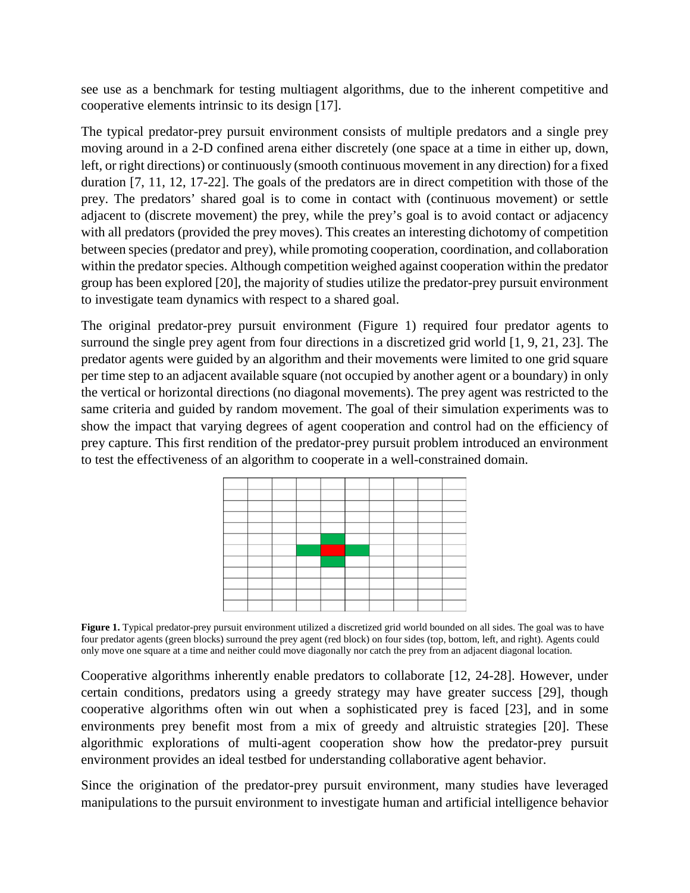see use as a benchmark for testing multiagent algorithms, due to the inherent competitive and cooperative elements intrinsic to its design [17].

The typical predator-prey pursuit environment consists of multiple predators and a single prey moving around in a 2-D confined arena either discretely (one space at a time in either up, down, left, or right directions) or continuously (smooth continuous movement in any direction) for a fixed duration [7, 11, 12, 17-22]. The goals of the predators are in direct competition with those of the prey. The predators' shared goal is to come in contact with (continuous movement) or settle adjacent to (discrete movement) the prey, while the prey's goal is to avoid contact or adjacency with all predators (provided the prey moves). This creates an interesting dichotomy of competition between species (predator and prey), while promoting cooperation, coordination, and collaboration within the predator species. Although competition weighed against cooperation within the predator group has been explored [20], the majority of studies utilize the predator-prey pursuit environment to investigate team dynamics with respect to a shared goal.

The original predator-prey pursuit environment (Figure 1) required four predator agents to surround the single prey agent from four directions in a discretized grid world [1, 9, 21, 23]. The predator agents were guided by an algorithm and their movements were limited to one grid square per time step to an adjacent available square (not occupied by another agent or a boundary) in only the vertical or horizontal directions (no diagonal movements). The prey agent was restricted to the same criteria and guided by random movement. The goal of their simulation experiments was to show the impact that varying degrees of agent cooperation and control had on the efficiency of prey capture. This first rendition of the predator-prey pursuit problem introduced an environment to test the effectiveness of an algorithm to cooperate in a well-constrained domain.

**Figure 1.** Typical predator-prey pursuit environment utilized a discretized grid world bounded on all sides. The goal was to have four predator agents (green blocks) surround the prey agent (red block) on four sides (top, bottom, left, and right). Agents could only move one square at a time and neither could move diagonally nor catch the prey from an adjacent diagonal location.

Cooperative algorithms inherently enable predators to collaborate [12, 24-28]. However, under certain conditions, predators using a greedy strategy may have greater success [29], though cooperative algorithms often win out when a sophisticated prey is faced [23], and in some environments prey benefit most from a mix of greedy and altruistic strategies [20]. These algorithmic explorations of multi-agent cooperation show how the predator-prey pursuit environment provides an ideal testbed for understanding collaborative agent behavior.

Since the origination of the predator-prey pursuit environment, many studies have leveraged manipulations to the pursuit environment to investigate human and artificial intelligence behavior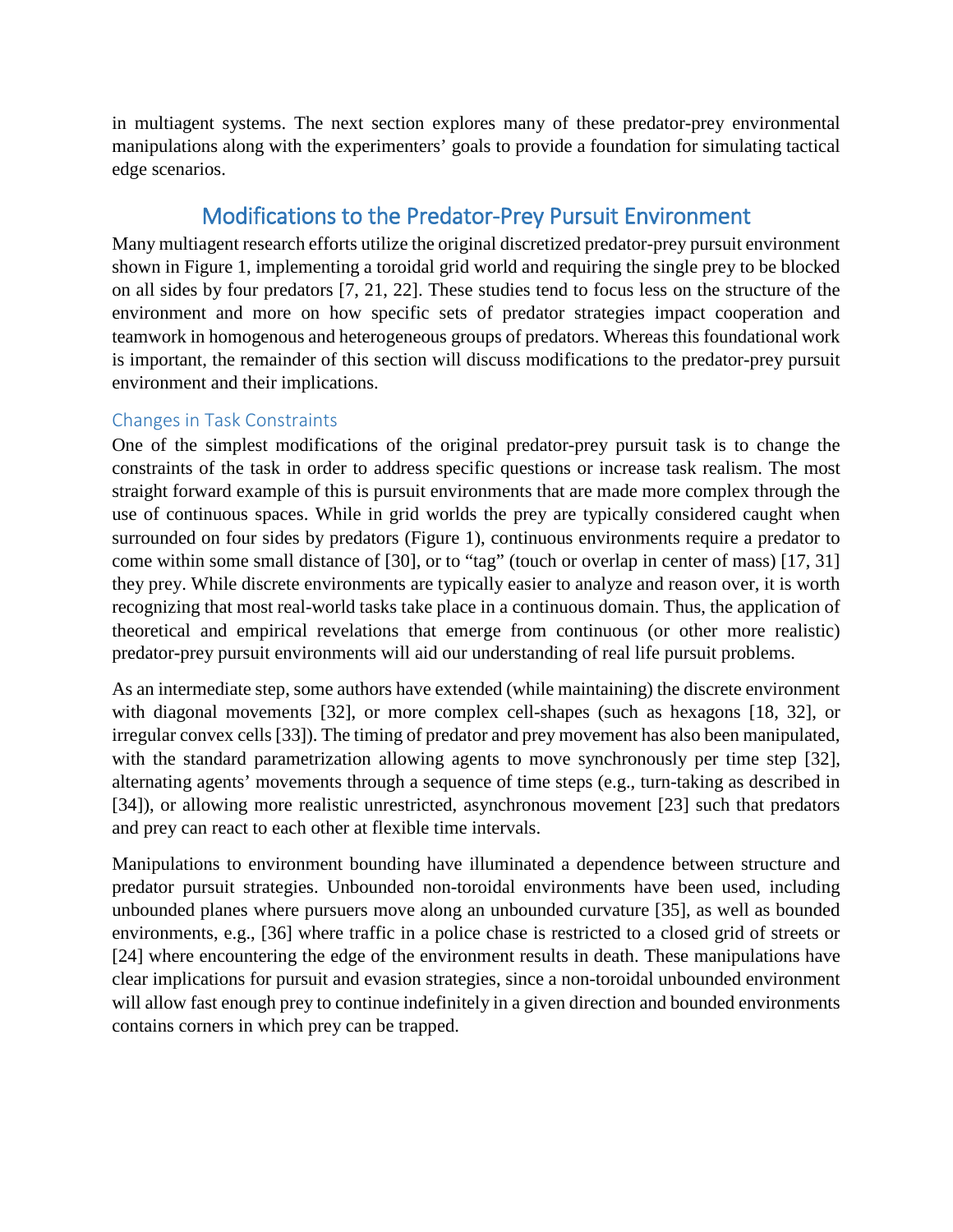in multiagent systems. The next section explores many of these predator-prey environmental manipulations along with the experimenters' goals to provide a foundation for simulating tactical edge scenarios.

## Modifications to the Predator-Prey Pursuit Environment

Many multiagent research efforts utilize the original discretized predator-prey pursuit environment shown in Figure 1, implementing a toroidal grid world and requiring the single prey to be blocked on all sides by four predators [7, 21, 22]. These studies tend to focus less on the structure of the environment and more on how specific sets of predator strategies impact cooperation and teamwork in homogenous and heterogeneous groups of predators. Whereas this foundational work is important, the remainder of this section will discuss modifications to the predator-prey pursuit environment and their implications.

### Changes in Task Constraints

One of the simplest modifications of the original predator-prey pursuit task is to change the constraints of the task in order to address specific questions or increase task realism. The most straight forward example of this is pursuit environments that are made more complex through the use of continuous spaces. While in grid worlds the prey are typically considered caught when surrounded on four sides by predators (Figure 1), continuous environments require a predator to come within some small distance of [30], or to "tag" (touch or overlap in center of mass) [17, 31] they prey. While discrete environments are typically easier to analyze and reason over, it is worth recognizing that most real-world tasks take place in a continuous domain. Thus, the application of theoretical and empirical revelations that emerge from continuous (or other more realistic) predator-prey pursuit environments will aid our understanding of real life pursuit problems.

As an intermediate step, some authors have extended (while maintaining) the discrete environment with diagonal movements [32], or more complex cell-shapes (such as hexagons [18, 32], or irregular convex cells [33]). The timing of predator and prey movement has also been manipulated, with the standard parametrization allowing agents to move synchronously per time step [32], alternating agents' movements through a sequence of time steps (e.g., turn-taking as described in [34]), or allowing more realistic unrestricted, asynchronous movement [23] such that predators and prey can react to each other at flexible time intervals.

Manipulations to environment bounding have illuminated a dependence between structure and predator pursuit strategies. Unbounded non-toroidal environments have been used, including unbounded planes where pursuers move along an unbounded curvature [35], as well as bounded environments, e.g., [36] where traffic in a police chase is restricted to a closed grid of streets or [24] where encountering the edge of the environment results in death. These manipulations have clear implications for pursuit and evasion strategies, since a non-toroidal unbounded environment will allow fast enough prey to continue indefinitely in a given direction and bounded environments contains corners in which prey can be trapped.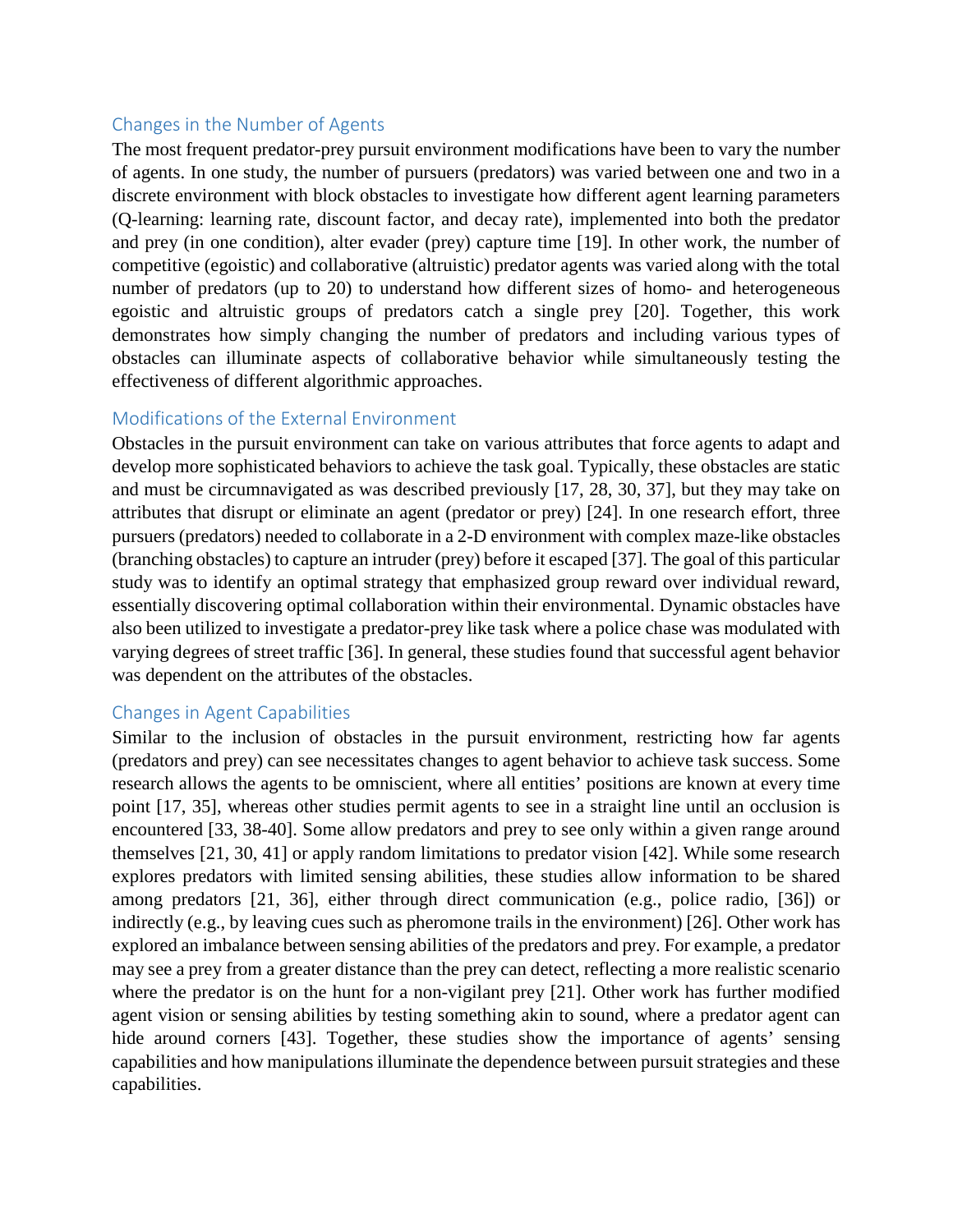### Changes in the Number of Agents

The most frequent predator-prey pursuit environment modifications have been to vary the number of agents. In one study, the number of pursuers (predators) was varied between one and two in a discrete environment with block obstacles to investigate how different agent learning parameters (Q-learning: learning rate, discount factor, and decay rate), implemented into both the predator and prey (in one condition), alter evader (prey) capture time [19]. In other work, the number of competitive (egoistic) and collaborative (altruistic) predator agents was varied along with the total number of predators (up to 20) to understand how different sizes of homo- and heterogeneous egoistic and altruistic groups of predators catch a single prey [20]. Together, this work demonstrates how simply changing the number of predators and including various types of obstacles can illuminate aspects of collaborative behavior while simultaneously testing the effectiveness of different algorithmic approaches.

### Modifications of the External Environment

Obstacles in the pursuit environment can take on various attributes that force agents to adapt and develop more sophisticated behaviors to achieve the task goal. Typically, these obstacles are static and must be circumnavigated as was described previously [17, 28, 30, 37], but they may take on attributes that disrupt or eliminate an agent (predator or prey) [24]. In one research effort, three pursuers (predators) needed to collaborate in a 2-D environment with complex maze-like obstacles (branching obstacles) to capture an intruder (prey) before it escaped [37]. The goal of this particular study was to identify an optimal strategy that emphasized group reward over individual reward, essentially discovering optimal collaboration within their environmental. Dynamic obstacles have also been utilized to investigate a predator-prey like task where a police chase was modulated with varying degrees of street traffic [36]. In general, these studies found that successful agent behavior was dependent on the attributes of the obstacles.

### Changes in Agent Capabilities

Similar to the inclusion of obstacles in the pursuit environment, restricting how far agents (predators and prey) can see necessitates changes to agent behavior to achieve task success. Some research allows the agents to be omniscient, where all entities' positions are known at every time point [17, 35], whereas other studies permit agents to see in a straight line until an occlusion is encountered [33, 38-40]. Some allow predators and prey to see only within a given range around themselves [21, 30, 41] or apply random limitations to predator vision [42]. While some research explores predators with limited sensing abilities, these studies allow information to be shared among predators [21, 36], either through direct communication (e.g., police radio, [36]) or indirectly (e.g., by leaving cues such as pheromone trails in the environment) [26]. Other work has explored an imbalance between sensing abilities of the predators and prey. For example, a predator may see a prey from a greater distance than the prey can detect, reflecting a more realistic scenario where the predator is on the hunt for a non-vigilant prey [21]. Other work has further modified agent vision or sensing abilities by testing something akin to sound, where a predator agent can hide around corners [43]. Together, these studies show the importance of agents' sensing capabilities and how manipulations illuminate the dependence between pursuit strategies and these capabilities.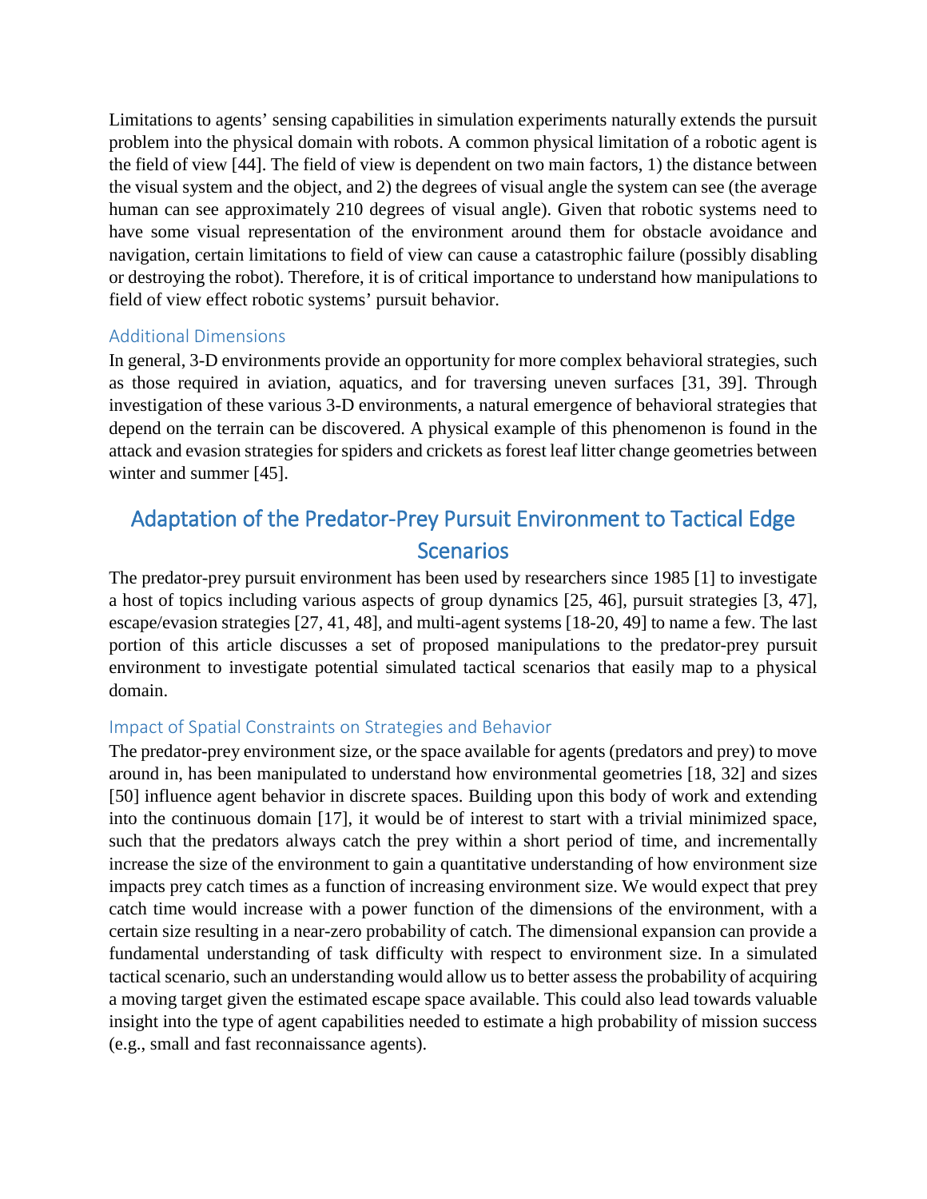Limitations to agents' sensing capabilities in simulation experiments naturally extends the pursuit problem into the physical domain with robots. A common physical limitation of a robotic agent is the field of view [44]. The field of view is dependent on two main factors, 1) the distance between the visual system and the object, and 2) the degrees of visual angle the system can see (the average human can see approximately 210 degrees of visual angle). Given that robotic systems need to have some visual representation of the environment around them for obstacle avoidance and navigation, certain limitations to field of view can cause a catastrophic failure (possibly disabling or destroying the robot). Therefore, it is of critical importance to understand how manipulations to field of view effect robotic systems' pursuit behavior.

### Additional Dimensions

In general, 3-D environments provide an opportunity for more complex behavioral strategies, such as those required in aviation, aquatics, and for traversing uneven surfaces [31, 39]. Through investigation of these various 3-D environments, a natural emergence of behavioral strategies that depend on the terrain can be discovered. A physical example of this phenomenon is found in the attack and evasion strategies for spiders and crickets as forest leaf litter change geometries between winter and summer [45].

## Adaptation of the Predator-Prey Pursuit Environment to Tactical Edge Scenarios

The predator-prey pursuit environment has been used by researchers since 1985 [1] to investigate a host of topics including various aspects of group dynamics [25, 46], pursuit strategies [3, 47], escape/evasion strategies [27, 41, 48], and multi-agent systems [18-20, 49] to name a few. The last portion of this article discusses a set of proposed manipulations to the predator-prey pursuit environment to investigate potential simulated tactical scenarios that easily map to a physical domain.

### Impact of Spatial Constraints on Strategies and Behavior

The predator-prey environment size, or the space available for agents (predators and prey) to move around in, has been manipulated to understand how environmental geometries [18, 32] and sizes [50] influence agent behavior in discrete spaces. Building upon this body of work and extending into the continuous domain [17], it would be of interest to start with a trivial minimized space, such that the predators always catch the prey within a short period of time, and incrementally increase the size of the environment to gain a quantitative understanding of how environment size impacts prey catch times as a function of increasing environment size. We would expect that prey catch time would increase with a power function of the dimensions of the environment, with a certain size resulting in a near-zero probability of catch. The dimensional expansion can provide a fundamental understanding of task difficulty with respect to environment size. In a simulated tactical scenario, such an understanding would allow us to better assess the probability of acquiring a moving target given the estimated escape space available. This could also lead towards valuable insight into the type of agent capabilities needed to estimate a high probability of mission success (e.g., small and fast reconnaissance agents).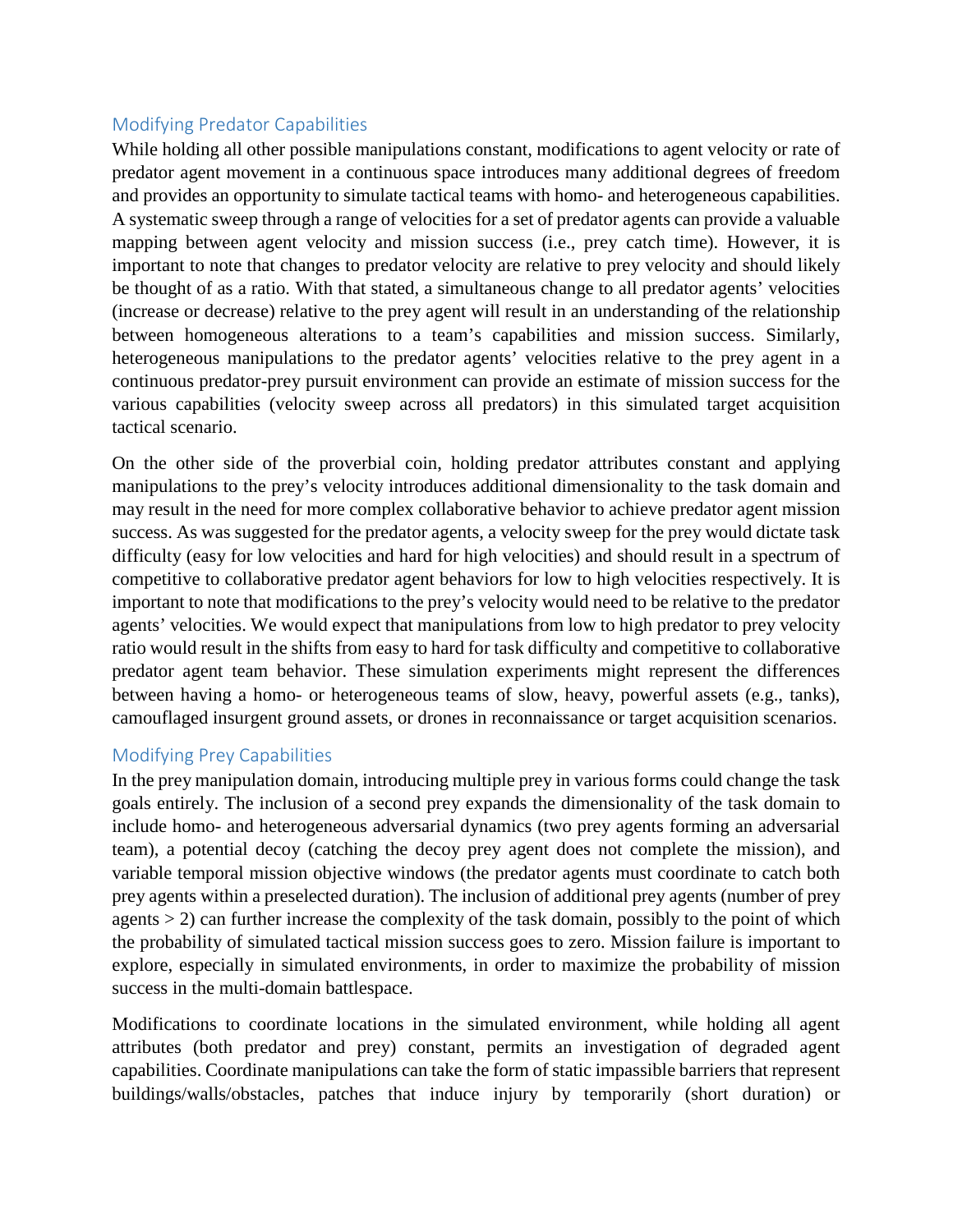## Modifying Predator Capabilities

While holding all other possible manipulations constant, modifications to agent velocity or rate of predator agent movement in a continuous space introduces many additional degrees of freedom and provides an opportunity to simulate tactical teams with homo- and heterogeneous capabilities. A systematic sweep through a range of velocities for a set of predator agents can provide a valuable mapping between agent velocity and mission success (i.e., prey catch time). However, it is important to note that changes to predator velocity are relative to prey velocity and should likely be thought of as a ratio. With that stated, a simultaneous change to all predator agents' velocities (increase or decrease) relative to the prey agent will result in an understanding of the relationship between homogeneous alterations to a team's capabilities and mission success. Similarly, heterogeneous manipulations to the predator agents' velocities relative to the prey agent in a continuous predator-prey pursuit environment can provide an estimate of mission success for the various capabilities (velocity sweep across all predators) in this simulated target acquisition tactical scenario.

On the other side of the proverbial coin, holding predator attributes constant and applying manipulations to the prey's velocity introduces additional dimensionality to the task domain and may result in the need for more complex collaborative behavior to achieve predator agent mission success. As was suggested for the predator agents, a velocity sweep for the prey would dictate task difficulty (easy for low velocities and hard for high velocities) and should result in a spectrum of competitive to collaborative predator agent behaviors for low to high velocities respectively. It is important to note that modifications to the prey's velocity would need to be relative to the predator agents' velocities. We would expect that manipulations from low to high predator to prey velocity ratio would result in the shifts from easy to hard for task difficulty and competitive to collaborative predator agent team behavior. These simulation experiments might represent the differences between having a homo- or heterogeneous teams of slow, heavy, powerful assets (e.g., tanks), camouflaged insurgent ground assets, or drones in reconnaissance or target acquisition scenarios.

## Modifying Prey Capabilities

In the prey manipulation domain, introducing multiple prey in various forms could change the task goals entirely. The inclusion of a second prey expands the dimensionality of the task domain to include homo- and heterogeneous adversarial dynamics (two prey agents forming an adversarial team), a potential decoy (catching the decoy prey agent does not complete the mission), and variable temporal mission objective windows (the predator agents must coordinate to catch both prey agents within a preselected duration). The inclusion of additional prey agents (number of prey agents > 2) can further increase the complexity of the task domain, possibly to the point of which the probability of simulated tactical mission success goes to zero. Mission failure is important to explore, especially in simulated environments, in order to maximize the probability of mission success in the multi-domain battlespace.

Modifications to coordinate locations in the simulated environment, while holding all agent attributes (both predator and prey) constant, permits an investigation of degraded agent capabilities. Coordinate manipulations can take the form of static impassible barriers that represent buildings/walls/obstacles, patches that induce injury by temporarily (short duration) or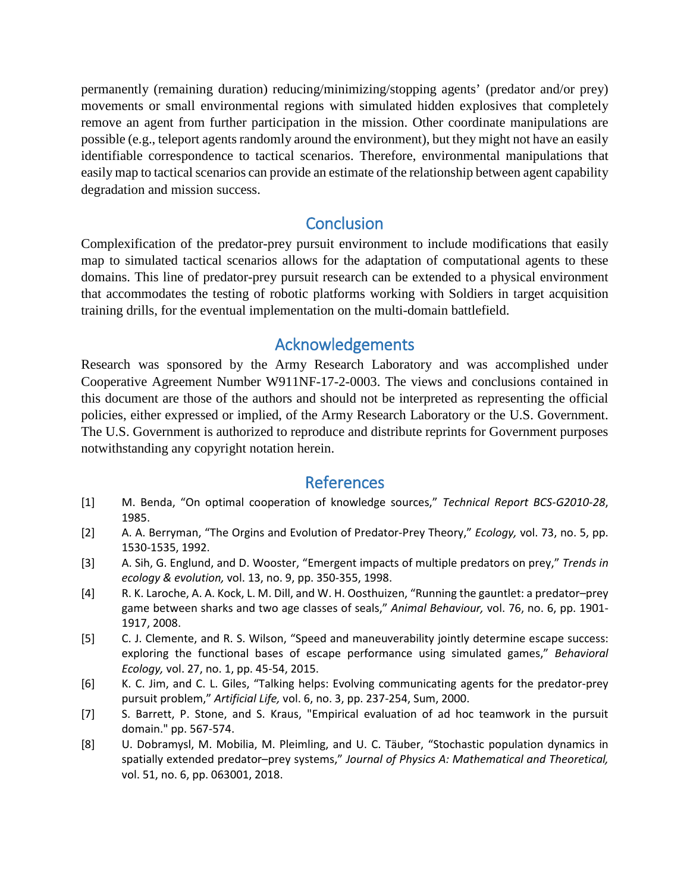permanently (remaining duration) reducing/minimizing/stopping agents' (predator and/or prey) movements or small environmental regions with simulated hidden explosives that completely remove an agent from further participation in the mission. Other coordinate manipulations are possible (e.g., teleport agents randomly around the environment), but they might not have an easily identifiable correspondence to tactical scenarios. Therefore, environmental manipulations that easily map to tactical scenarios can provide an estimate of the relationship between agent capability degradation and mission success.

## Conclusion

Complexification of the predator-prey pursuit environment to include modifications that easily map to simulated tactical scenarios allows for the adaptation of computational agents to these domains. This line of predator-prey pursuit research can be extended to a physical environment that accommodates the testing of robotic platforms working with Soldiers in target acquisition training drills, for the eventual implementation on the multi-domain battlefield.

## Acknowledgements

Research was sponsored by the Army Research Laboratory and was accomplished under Cooperative Agreement Number W911NF-17-2-0003. The views and conclusions contained in this document are those of the authors and should not be interpreted as representing the official policies, either expressed or implied, of the Army Research Laboratory or the U.S. Government. The U.S. Government is authorized to reproduce and distribute reprints for Government purposes notwithstanding any copyright notation herein.

## References

[1] M. Benda, "On optimal cooperation of knowledge sources," *Technical Report BCS-G2010-28*, 1985.

[2] A. A. Berryman, "The Orgins and Evolution of Predator-Prey Theory," *Ecology,* vol. 73, no. 5, pp. 1530-1535, 1992.

[3] A. Sih, G. Englund, and D. Wooster, "Emergent impacts of multiple predators on prey," *Trends in ecology & evolution,* vol. 13, no. 9, pp. 350-355, 1998.

[4] R. K. Laroche, A. A. Kock, L. M. Dill, and W. H. Oosthuizen, "Running the gauntlet: a predator–prey game between sharks and two age classes of seals," *Animal Behaviour,* vol. 76, no. 6, pp. 1901-1917, 2008.

[5] C. J. Clemente, and R. S. Wilson, "Speed and maneuverability jointly determine escape success: exploring the functional bases of escape performance using simulated games," *Behavioral Ecology,* vol. 27, no. 1, pp. 45-54, 2015.

[6] K. C. Jim, and C. L. Giles, "Talking helps: Evolving communicating agents for the predator-prey pursuit problem," *Artificial Life,* vol. 6, no. 3, pp. 237-254, Sum, 2000.

[7] S. Barrett, P. Stone, and S. Kraus, "Empirical evaluation of ad hoc teamwork in the pursuit domain." pp. 567-574.

[8] U. Dobramysl, M. Mobilia, M. Pleimling, and U. C. Täuber, "Stochastic population dynamics in spatially extended predator–prey systems," *Journal of Physics A: Mathematical and Theoretical,* vol. 51, no. 6, pp. 063001, 2018.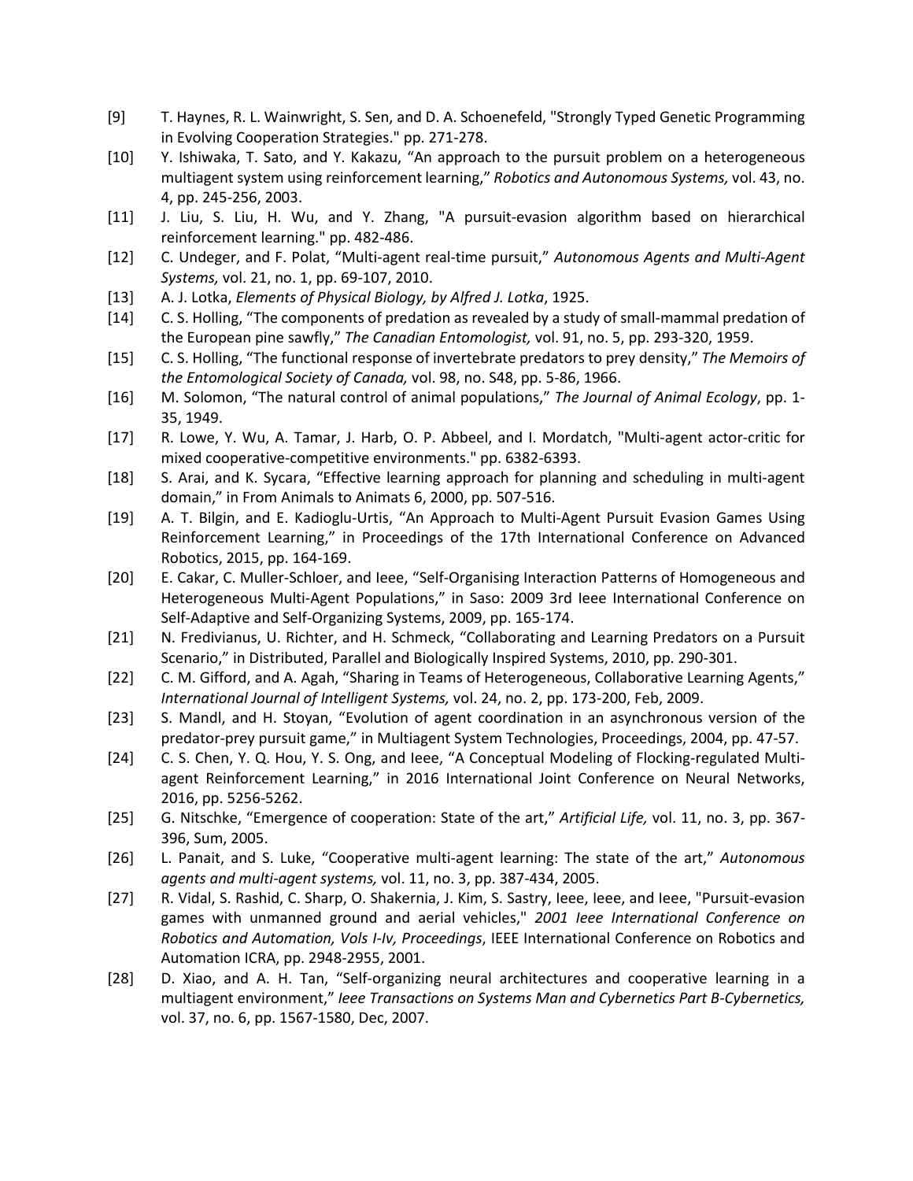[9] T. Haynes, R. L. Wainwright, S. Sen, and D. A. Schoenefeld, "Strongly Typed Genetic Programming in Evolving Cooperation Strategies." pp. 271-278.

[10] Y. Ishiwaka, T. Sato, and Y. Kakazu, "An approach to the pursuit problem on a heterogeneous multiagent system using reinforcement learning," *Robotics and Autonomous Systems,* vol. 43, no. 4, pp. 245-256, 2003.

[11] J. Liu, S. Liu, H. Wu, and Y. Zhang, "A pursuit-evasion algorithm based on hierarchical reinforcement learning." pp. 482-486.

[12] C. Undeger, and F. Polat, "Multi-agent real-time pursuit," *Autonomous Agents and Multi-Agent Systems,* vol. 21, no. 1, pp. 69-107, 2010.

[13] A. J. Lotka, *Elements of Physical Biology, by Alfred J. Lotka*, 1925.

[14] C. S. Holling, "The components of predation as revealed by a study of small-mammal predation of the European pine sawfly," *The Canadian Entomologist,* vol. 91, no. 5, pp. 293-320, 1959.

[15] C. S. Holling, "The functional response of invertebrate predators to prey density," *The Memoirs of the Entomological Society of Canada,* vol. 98, no. S48, pp. 5-86, 1966.

[16] M. Solomon, "The natural control of animal populations," *The Journal of Animal Ecology*, pp. 1-35, 1949.

[17] R. Lowe, Y. Wu, A. Tamar, J. Harb, O. P. Abbeel, and I. Mordatch, "Multi-agent actor-critic for mixed cooperative-competitive environments." pp. 6382-6393.

[18] S. Arai, and K. Sycara, "Effective learning approach for planning and scheduling in multi-agent domain," in From Animals to Animats 6, 2000, pp. 507-516.

[19] A. T. Bilgin, and E. Kadioglu-Urtis, "An Approach to Multi-Agent Pursuit Evasion Games Using Reinforcement Learning," in Proceedings of the 17th International Conference on Advanced Robotics, 2015, pp. 164-169.

[20] E. Cakar, C. Muller-Schloer, and Ieee, "Self-Organising Interaction Patterns of Homogeneous and Heterogeneous Multi-Agent Populations," in Saso: 2009 3rd Ieee International Conference on Self-Adaptive and Self-Organizing Systems, 2009, pp. 165-174.

[21] N. Fredivianus, U. Richter, and H. Schmeck, "Collaborating and Learning Predators on a Pursuit Scenario," in Distributed, Parallel and Biologically Inspired Systems, 2010, pp. 290-301.

[22] C. M. Gifford, and A. Agah, "Sharing in Teams of Heterogeneous, Collaborative Learning Agents," *International Journal of Intelligent Systems,* vol. 24, no. 2, pp. 173-200, Feb, 2009.

[23] S. Mandl, and H. Stoyan, "Evolution of agent coordination in an asynchronous version of the predator-prey pursuit game," in Multiagent System Technologies, Proceedings, 2004, pp. 47-57.

[24] C. S. Chen, Y. Q. Hou, Y. S. Ong, and Ieee, "A Conceptual Modeling of Flocking-regulated Multi-agent Reinforcement Learning," in 2016 International Joint Conference on Neural Networks, 2016, pp. 5256-5262.

[25] G. Nitschke, "Emergence of cooperation: State of the art," *Artificial Life,* vol. 11, no. 3, pp. 367-396, Sum, 2005.

[26] L. Panait, and S. Luke, "Cooperative multi-agent learning: The state of the art," *Autonomous agents and multi-agent systems,* vol. 11, no. 3, pp. 387-434, 2005.

[27] R. Vidal, S. Rashid, C. Sharp, O. Shakernia, J. Kim, S. Sastry, Ieee, Ieee, and Ieee, "Pursuit-evasion games with unmanned ground and aerial vehicles," *2001 Ieee International Conference on Robotics and Automation, Vols I-Iv, Proceedings*, IEEE International Conference on Robotics and Automation ICRA, pp. 2948-2955, 2001.

[28] D. Xiao, and A. H. Tan, "Self-organizing neural architectures and cooperative learning in a multiagent environment," *Ieee Transactions on Systems Man and Cybernetics Part B-Cybernetics,* vol. 37, no. 6, pp. 1567-1580, Dec, 2007.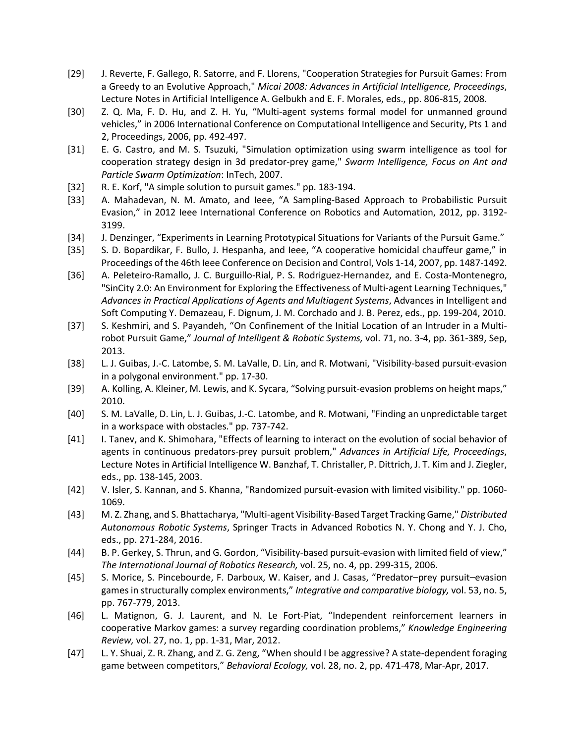[29] J. Reverte, F. Gallego, R. Satorre, and F. Llorens, "Cooperation Strategies for Pursuit Games: From a Greedy to an Evolutive Approach," *Micai 2008: Advances in Artificial Intelligence, Proceedings*, Lecture Notes in Artificial Intelligence A. Gelbukh and E. F. Morales, eds., pp. 806-815, 2008.

[30] Z. Q. Ma, F. D. Hu, and Z. H. Yu, "Multi-agent systems formal model for unmanned ground vehicles," in 2006 International Conference on Computational Intelligence and Security, Pts 1 and 2, Proceedings, 2006, pp. 492-497.

[31] E. G. Castro, and M. S. Tsuzuki, "Simulation optimization using swarm intelligence as tool for cooperation strategy design in 3d predator-prey game," *Swarm Intelligence, Focus on Ant and Particle Swarm Optimization*: InTech, 2007.

[32] R. E. Korf, "A simple solution to pursuit games." pp. 183-194.

[33] A. Mahadevan, N. M. Amato, and Ieee, "A Sampling-Based Approach to Probabilistic Pursuit Evasion," in 2012 Ieee International Conference on Robotics and Automation, 2012, pp. 3192-3199.

[34] J. Denzinger, "Experiments in Learning Prototypical Situations for Variants of the Pursuit Game."

[35] S. D. Bopardikar, F. Bullo, J. Hespanha, and Ieee, "A cooperative homicidal chauffeur game," in Proceedings of the 46th Ieee Conference on Decision and Control, Vols 1-14, 2007, pp. 1487-1492.

[36] A. Peleteiro-Ramallo, J. C. Burguillo-Rial, P. S. Rodriguez-Hernandez, and E. Costa-Montenegro, "SinCity 2.0: An Environment for Exploring the Effectiveness of Multi-agent Learning Techniques," *Advances in Practical Applications of Agents and Multiagent Systems*, Advances in Intelligent and Soft Computing Y. Demazeau, F. Dignum, J. M. Corchado and J. B. Perez, eds., pp. 199-204, 2010.

[37] S. Keshmiri, and S. Payandeh, "On Confinement of the Initial Location of an Intruder in a Multi-robot Pursuit Game," *Journal of Intelligent & Robotic Systems,* vol. 71, no. 3-4, pp. 361-389, Sep, 2013.

[38] L. J. Guibas, J.-C. Latombe, S. M. LaValle, D. Lin, and R. Motwani, "Visibility-based pursuit-evasion in a polygonal environment." pp. 17-30.

[39] A. Kolling, A. Kleiner, M. Lewis, and K. Sycara, "Solving pursuit-evasion problems on height maps," 2010.

[40] S. M. LaValle, D. Lin, L. J. Guibas, J.-C. Latombe, and R. Motwani, "Finding an unpredictable target in a workspace with obstacles." pp. 737-742.

[41] I. Tanev, and K. Shimohara, "Effects of learning to interact on the evolution of social behavior of agents in continuous predators-prey pursuit problem," *Advances in Artificial Life, Proceedings*, Lecture Notes in Artificial Intelligence W. Banzhaf, T. Christaller, P. Dittrich, J. T. Kim and J. Ziegler, eds., pp. 138-145, 2003.

[42] V. Isler, S. Kannan, and S. Khanna, "Randomized pursuit-evasion with limited visibility." pp. 1060-1069.

[43] M. Z. Zhang, and S. Bhattacharya, "Multi-agent Visibility-Based Target Tracking Game," *Distributed Autonomous Robotic Systems*, Springer Tracts in Advanced Robotics N. Y. Chong and Y. J. Cho, eds., pp. 271-284, 2016.

[44] B. P. Gerkey, S. Thrun, and G. Gordon, "Visibility-based pursuit-evasion with limited field of view," *The International Journal of Robotics Research,* vol. 25, no. 4, pp. 299-315, 2006.

[45] S. Morice, S. Pincebourde, F. Darboux, W. Kaiser, and J. Casas, "Predator–prey pursuit–evasion games in structurally complex environments," *Integrative and comparative biology,* vol. 53, no. 5, pp. 767-779, 2013.

[46] L. Matignon, G. J. Laurent, and N. Le Fort-Piat, "Independent reinforcement learners in cooperative Markov games: a survey regarding coordination problems," *Knowledge Engineering Review,* vol. 27, no. 1, pp. 1-31, Mar, 2012.

[47] L. Y. Shuai, Z. R. Zhang, and Z. G. Zeng, "When should I be aggressive? A state-dependent foraging game between competitors," *Behavioral Ecology,* vol. 28, no. 2, pp. 471-478, Mar-Apr, 2017.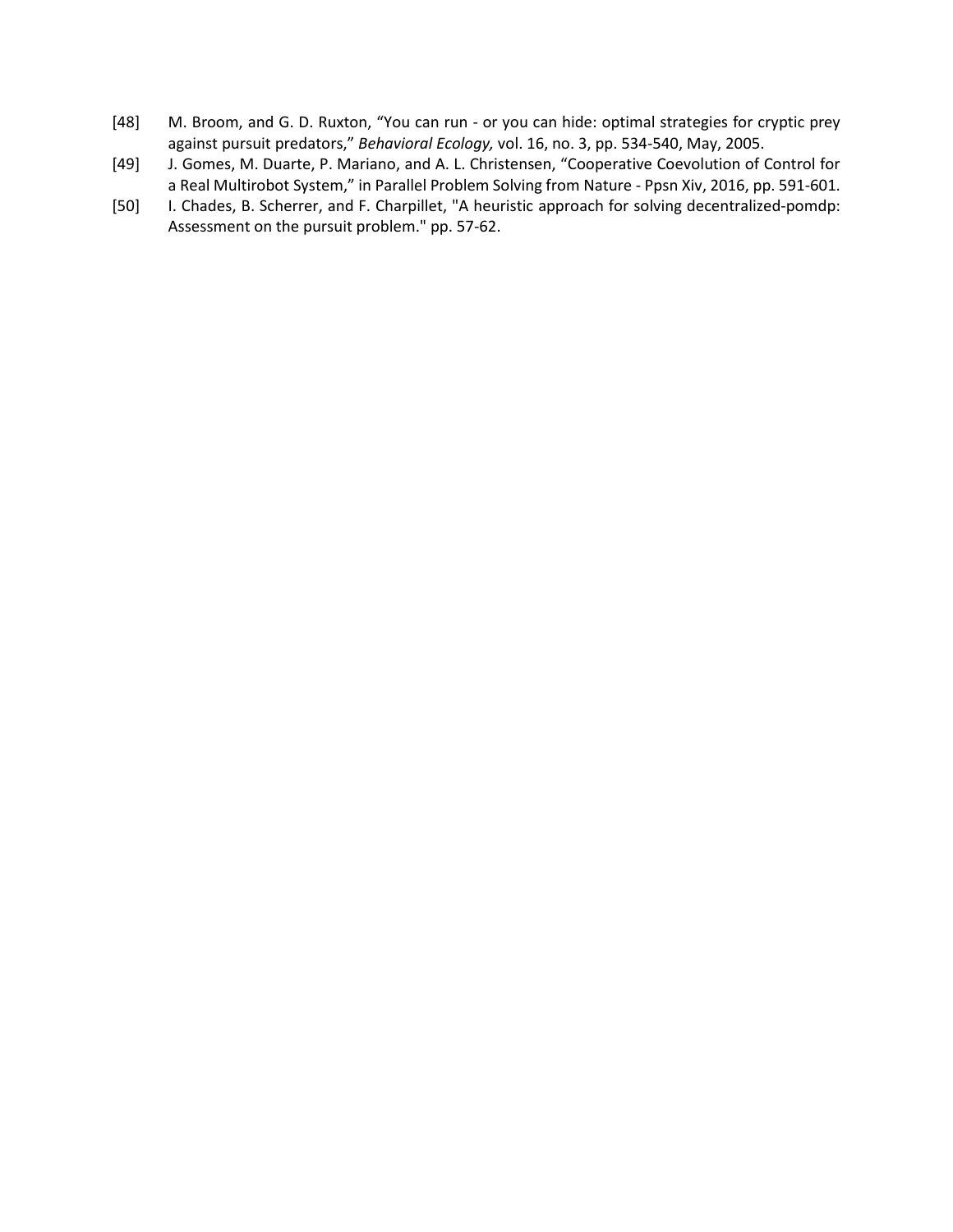[48] M. Broom, and G. D. Ruxton, “You can run - or you can hide: optimal strategies for cryptic prey against pursuit predators,” *Behavioral Ecology,* vol. 16, no. 3, pp. 534-540, May, 2005.

[49] J. Gomes, M. Duarte, P. Mariano, and A. L. Christensen, “Cooperative Coevolution of Control for a Real Multirobot System,” in Parallel Problem Solving from Nature - Ppsn Xiv, 2016, pp. 591-601.

[50] I. Chades, B. Scherrer, and F. Charpillet, "A heuristic approach for solving decentralized-pomdp: Assessment on the pursuit problem." pp. 57-62.